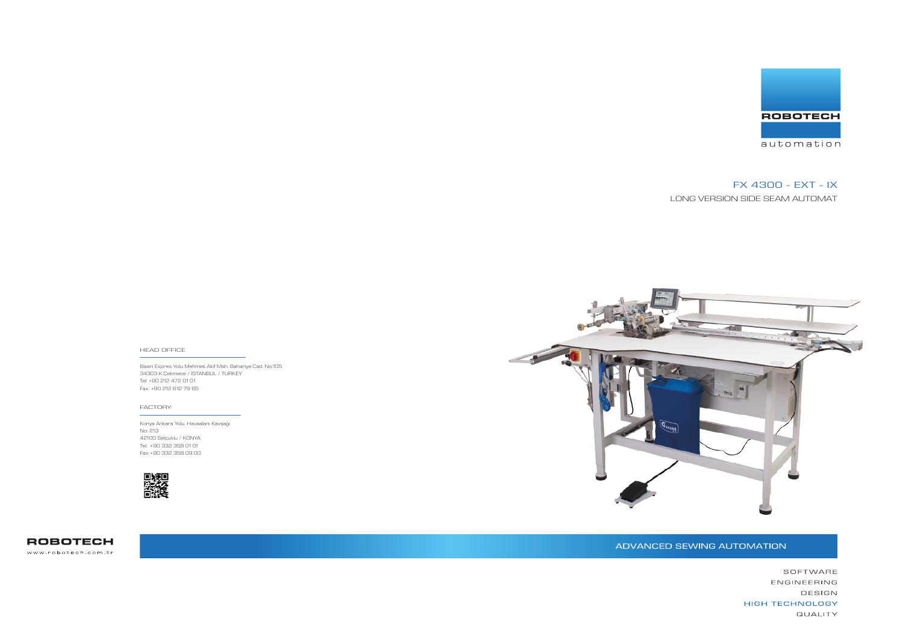ROBOTECH

automation

# FX 4300 - EXT - IX

LONG VERSION SIDE SEAM AUTOMAT

HEAD OFFICE

Basın Expres Yolu Mehmet Akif Mah. Bahariye Cad. No:105
34303 K.Çekmece / ISTANBUL / TURKEY
Tel: +90 212 472 01 01
Fax: +90 212 612 79 65

FACTORY

Konya Ankara Yolu. Havaalanı Kavşağı
No: 213
42100 Selçuklu / KONYA
Tel: +90 332 358 01 01
Fax: +90 332 358 09 00

ROBOTECH

www.robotech.com.tr

ADVANCED SEWING AUTOMATION

SOFTWARE
ENGINEERING
DESIGN
HIGH TECHNOLOGY
QUALITY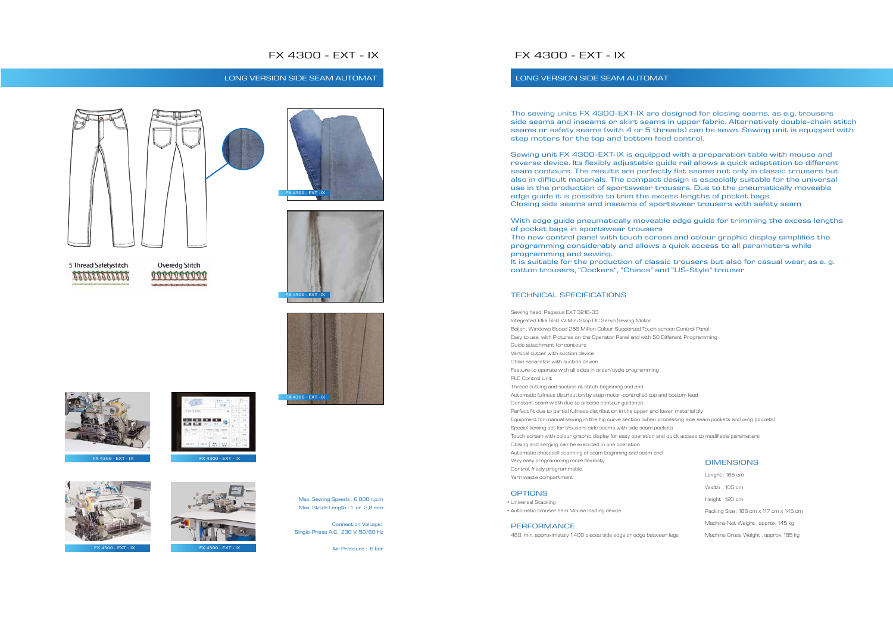# FX 4300 - EXT - IX

## LONG VERSION SIDE SEAM AUTOMAT

5 Thread Safetystitch

Overedg Stitch

FX 4300 - EXT -IX

FX 4300 - EXT -IX

FX 4300 - EXT -IX

FX 4300 - EXT - IX

FX 4300 - EXT - IX

FX 4300 - EXT - IX

FX 4300 - EXT - IX

Max. Sewing Speeds : 6.000 r.p.m
Max. Stitch Length : 1 or 3,8 mm

Connection Voltage:
Single-Phase A.C. 230 V, 50/60 Hz

Air Pressure : 6 bar

# FX 4300 - EXT - IX

## LONG VERSION SIDE SEAM AUTOMAT

The sewing units FX 4300-EXT-IX are designed for closing seams, as e.g. trousers side seams and inseams or skirt seams in upper fabric. Alternatively double-chain stitch seams or safety seams (with 4 or 5 threads) can be sewn. Sewing unit is equipped with step motors for the top and bottom feed control.

Sewing unit FX 4300-EXT-IX is equipped with a preparation table with mouse and reverse device. Its flexibly adjustable guide rail allows a quick adaptation to different seam contours. The results are perfectly flat seams not only in classic trousers but also in difficult materials. The compact design is especially suitable for the universal use in the production of sportswear trousers. Due to the pneumatically moveable edge guide it is possible to trim the excess lengths of pocket bags.
Closing side seams and inseams of sportswear trousers with safety seam

With edge guide pneumatically moveable edge guide for trimming the excess lengths of pocket bags in sportswear trousers
The new control panel with touch screen and colour graphic display simplifies the programming considerably and allows a quick access to all parameters while programming and sewing.
It is suitable for the production of classic trousers but also for casual wear, as e. g. cotton trousers, "Dockers", "Chinos" and "US-Style" trouser

### TECHNICAL SPECIFICATIONS

Sewing head: Pegasus EXT 3216-03
Integrated Efka 550 W Mini Stop DC Servo Sewing Motor
Beijer , Windows Based 256 Million Colour Supported Touch screen Control Panel
Easy to use, with Pictures on the Operator Panel and with 50 Different Programming
Guide attachment for contours
Vertical cutter with suction device
Chain separator with suction device
Feature to operate with all sides in order/cycle programming
PLC Control Unit
Thread cutting and suction at stitch beginning and end
Automatic fullness distribution by step motor-controlled top and bottom feed
Constant seam width due to precise contour guidance
Perfect fit due to partial fullness distribution in the upper and lower material ply
Equipment for manual sewing in the hip curve section (when processing side seam pockets and wing pockets)
Special sewing set for trousers side seams with side seam pockets
Touch screen with colour graphic display for easy operation and quick access to modifiable parameters
Closing and serging can be executed in one operation
Automatic photocell scanning of seam beginning and seam end
Very easy programming more flexibility
Control, freely programmable
Yarn waste compartment

### OPTIONS

- Universal Stacking
- Automatic trouser hem Mouse loading device

### PERFORMANCE

480. min. approximately 1.400 pieces side edge or edge between legs

### DIMENSIONS

Lenght : 165 cm

Width : 105 cm

Height : 120 cm

Packing Size : 186 cm x 117 cm x 145 cm

Machine Net Weight : approx. 145 kg

Machine Gross Weight : approx. 185 kg